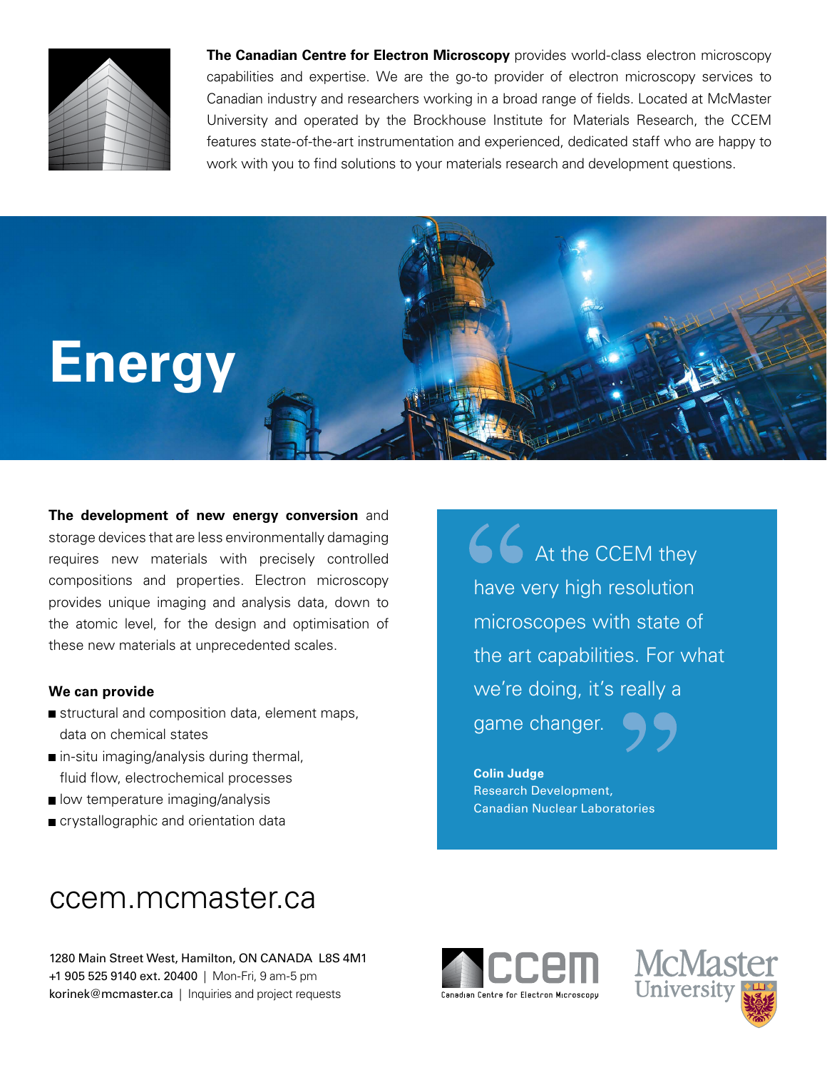**The Canadian Centre for Electron Microscopy** provides world-class electron microscopy capabilities and expertise. We are the go-to provider of electron microscopy services to Canadian industry and researchers working in a broad range of fields. Located at McMaster University and operated by the Brockhouse Institute for Materials Research, the CCEM features state-of-the-art instrumentation and experienced, dedicated staff who are happy to work with you to find solutions to your materials research and development questions.

# Energy

**The development of new energy conversion** and storage devices that are less environmentally damaging requires new materials with precisely controlled compositions and properties. Electron microscopy provides unique imaging and analysis data, down to the atomic level, for the design and optimisation of these new materials at unprecedented scales.

**We can provide**

- structural and composition data, element maps, data on chemical states
- in-situ imaging/analysis during thermal, fluid flow, electrochemical processes
- low temperature imaging/analysis
- crystallographic and orientation data

> “At the CCEM they have very high resolution microscopes with state of the art capabilities. For what we're doing, it's really a game changer.”
>
> **Colin Judge**
> Research Development,
> Canadian Nuclear Laboratories

## ccem.mcmaster.ca

1280 Main Street West, Hamilton, ON CANADA L8S 4M1
+1 905 525 9140 ext. 20400 | Mon-Fri, 9 am-5 pm
korinek@mcmaster.ca | Inquiries and project requests

ccem — Canadian Centre for Electron Microscopy

McMaster University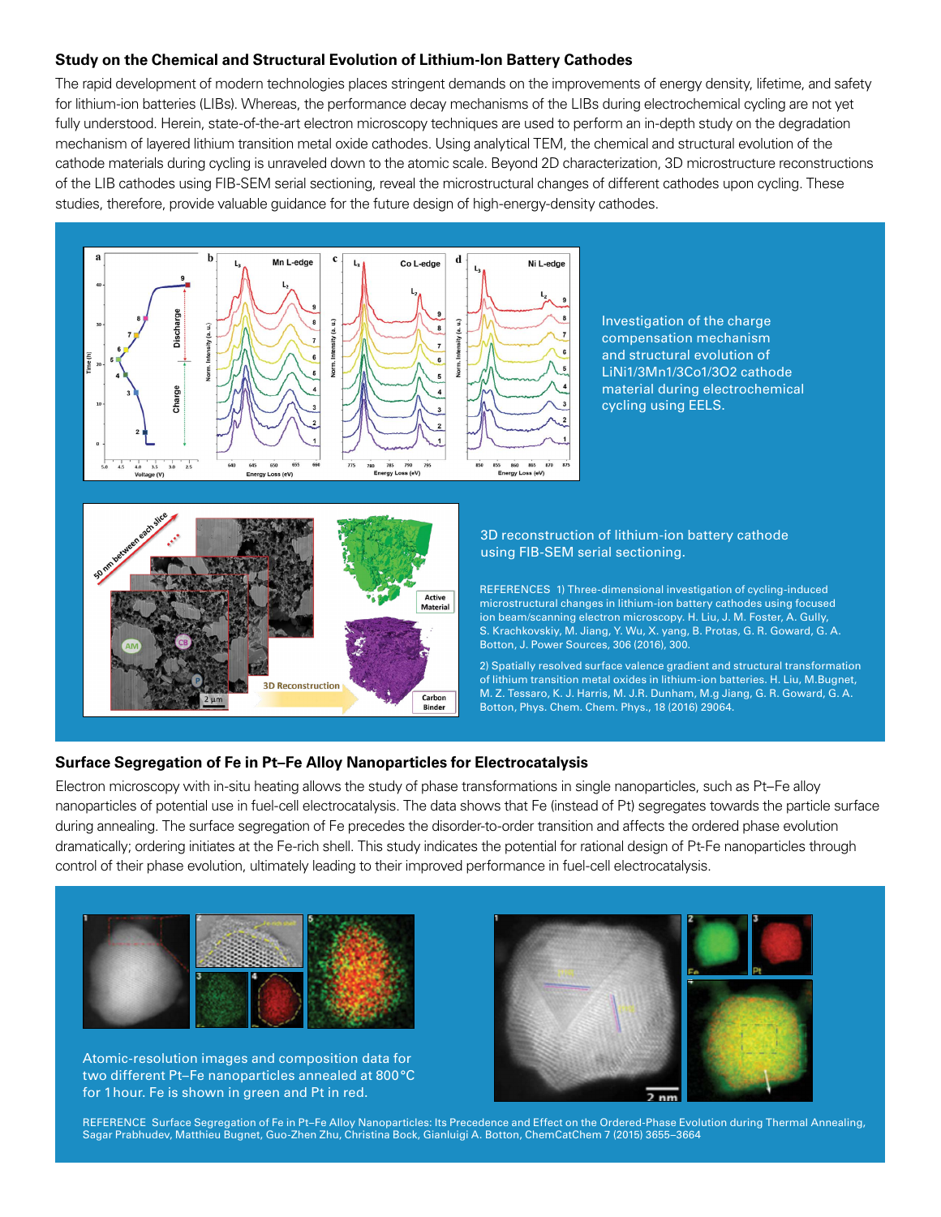## Study on the Chemical and Structural Evolution of Lithium-Ion Battery Cathodes

The rapid development of modern technologies places stringent demands on the improvements of energy density, lifetime, and safety for lithium-ion batteries (LIBs). Whereas, the performance decay mechanisms of the LIBs during electrochemical cycling are not yet fully understood. Herein, state-of-the-art electron microscopy techniques are used to perform an in-depth study on the degradation mechanism of layered lithium transition metal oxide cathodes. Using analytical TEM, the chemical and structural evolution of the cathode materials during cycling is unraveled down to the atomic scale. Beyond 2D characterization, 3D microstructure reconstructions of the LIB cathodes using FIB-SEM serial sectioning, reveal the microstructural changes of different cathodes upon cycling. These studies, therefore, provide valuable guidance for the future design of high-energy-density cathodes.

Investigation of the charge compensation mechanism and structural evolution of $LiNi_{1/3}Mn_{1/3}Co_{1/3}O_2$ cathode material during electrochemical cycling using EELS.

3D reconstruction of lithium-ion battery cathode using FIB-SEM serial sectioning.

REFERENCES 1) Three-dimensional investigation of cycling-induced microstructural changes in lithium-ion battery cathodes using focused ion beam/scanning electron microscopy. H. Liu, J. M. Foster, A. Gully, S. Krachkovskiy, M. Jiang, Y. Wu, X. yang, B. Protas, G. R. Goward, G. A. Botton, J. Power Sources, 306 (2016), 300.

2) Spatially resolved surface valence gradient and structural transformation of lithium transition metal oxides in lithium-ion batteries. H. Liu, M.Bugnet, M. Z. Tessaro, K. J. Harris, M. J.R. Dunham, M.g Jiang, G. R. Goward, G. A. Botton, Phys. Chem. Chem. Phys., 18 (2016) 29064.

## Surface Segregation of Fe in Pt–Fe Alloy Nanoparticles for Electrocatalysis

Electron microscopy with in-situ heating allows the study of phase transformations in single nanoparticles, such as Pt–Fe alloy nanoparticles of potential use in fuel-cell electrocatalysis. The data shows that Fe (instead of Pt) segregates towards the particle surface during annealing. The surface segregation of Fe precedes the disorder-to-order transition and affects the ordered phase evolution dramatically; ordering initiates at the Fe-rich shell. This study indicates the potential for rational design of Pt-Fe nanoparticles through control of their phase evolution, ultimately leading to their improved performance in fuel-cell electrocatalysis.

Atomic-resolution images and composition data for two different Pt–Fe nanoparticles annealed at 800 °C for 1 hour. Fe is shown in green and Pt in red.

REFERENCE Surface Segregation of Fe in Pt–Fe Alloy Nanoparticles: Its Precedence and Effect on the Ordered-Phase Evolution during Thermal Annealing, Sagar Prabhudev, Matthieu Bugnet, Guo-Zhen Zhu, Christina Bock, Gianluigi A. Botton, ChemCatChem 7 (2015) 3655–3664